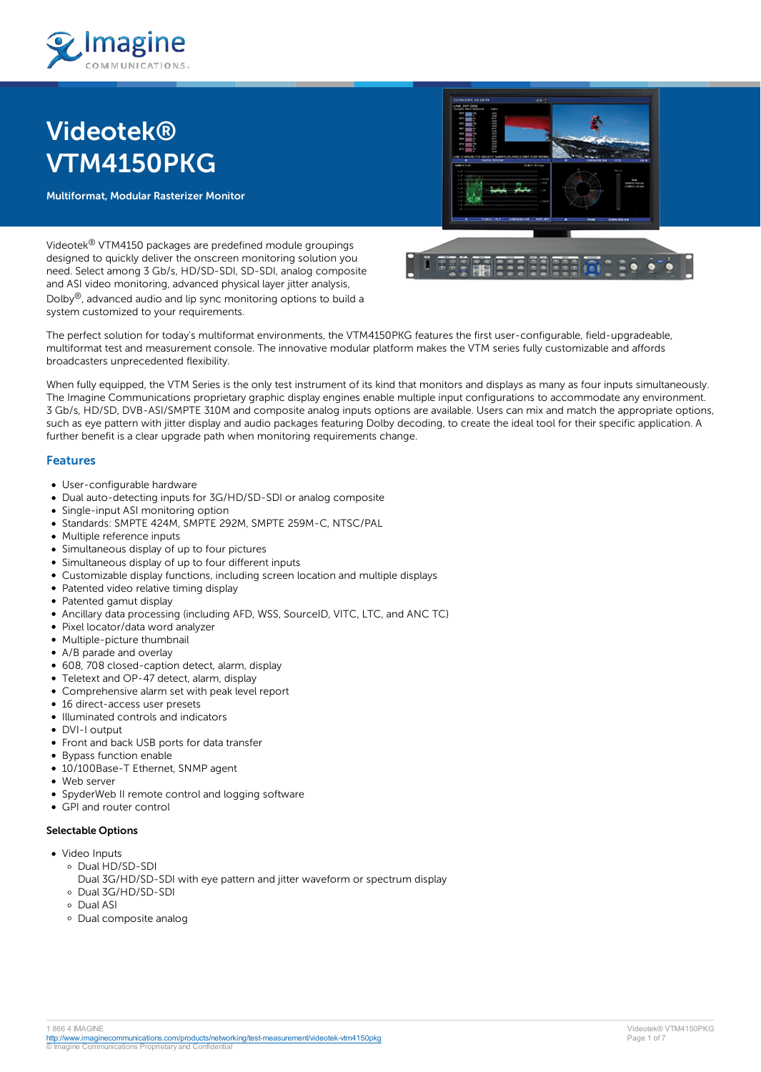# Videotek® VTM4150PKG

**Multiformat, Modular Rasterizer Monitor**

Videotek® VTM4150 packages are predefined module groupings designed to quickly deliver the onscreen monitoring solution you need. Select among 3 Gb/s, HD/SD-SDI, SD-SDI, analog composite and ASI video monitoring, advanced physical layer jitter analysis, Dolby®, advanced audio and lip sync monitoring options to build a system customized to your requirements.

The perfect solution for today's multiformat environments, the VTM4150PKG features the first user-configurable, field-upgradeable, multiformat test and measurement console. The innovative modular platform makes the VTM series fully customizable and affords broadcasters unprecedented flexibility.

When fully equipped, the VTM Series is the only test instrument of its kind that monitors and displays as many as four inputs simultaneously. The Imagine Communications proprietary graphic display engines enable multiple input configurations to accommodate any environment. 3 Gb/s, HD/SD, DVB-ASI/SMPTE 310M and composite analog inputs options are available. Users can mix and match the appropriate options, such as eye pattern with jitter display and audio packages featuring Dolby decoding, to create the ideal tool for their specific application. A further benefit is a clear upgrade path when monitoring requirements change.

## Features

- User-configurable hardware
- Dual auto-detecting inputs for 3G/HD/SD-SDI or analog composite
- Single-input ASI monitoring option
- Standards: SMPTE 424M, SMPTE 292M, SMPTE 259M-C, NTSC/PAL
- Multiple reference inputs
- Simultaneous display of up to four pictures
- Simultaneous display of up to four different inputs
- Customizable display functions, including screen location and multiple displays
- Patented video relative timing display
- Patented gamut display
- Ancillary data processing (including AFD, WSS, SourceID, VITC, LTC, and ANC TC)
- Pixel locator/data word analyzer
- Multiple-picture thumbnail
- A/B parade and overlay
- 608, 708 closed-caption detect, alarm, display
- Teletext and OP-47 detect, alarm, display
- Comprehensive alarm set with peak level report
- 16 direct-access user presets
- Illuminated controls and indicators
- DVI-I output
- Front and back USB ports for data transfer
- Bypass function enable
- 10/100Base-T Ethernet, SNMP agent
- Web server
- SpyderWeb II remote control and logging software
- GPI and router control

**Selectable Options**

- Video Inputs
  - Dual HD/SD-SDI
    Dual 3G/HD/SD-SDI with eye pattern and jitter waveform or spectrum display
  - Dual 3G/HD/SD-SDI
  - Dual ASI
  - Dual composite analog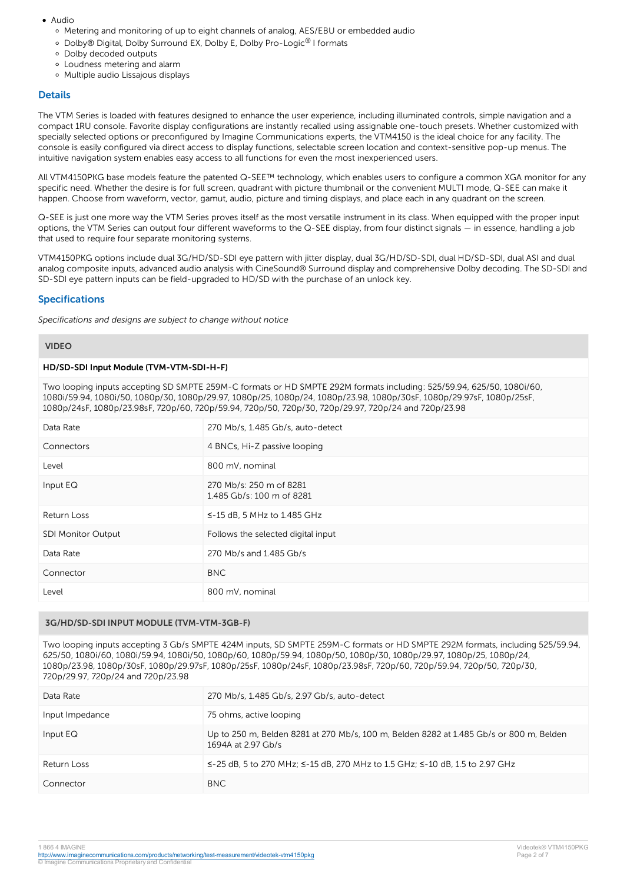- Audio
  - Metering and monitoring of up to eight channels of analog, AES/EBU or embedded audio
  - Dolby® Digital, Dolby Surround EX, Dolby E, Dolby Pro-Logic® I formats
  - Dolby decoded outputs
  - Loudness metering and alarm
  - Multiple audio Lissajous displays

## Details

The VTM Series is loaded with features designed to enhance the user experience, including illuminated controls, simple navigation and a compact 1RU console. Favorite display configurations are instantly recalled using assignable one-touch presets. Whether customized with specially selected options or preconfigured by Imagine Communications experts, the VTM4150 is the ideal choice for any facility. The console is easily configured via direct access to display functions, selectable screen location and context-sensitive pop-up menus. The intuitive navigation system enables easy access to all functions for even the most inexperienced users.

All VTM4150PKG base models feature the patented Q-SEE™ technology, which enables users to configure a common XGA monitor for any specific need. Whether the desire is for full screen, quadrant with picture thumbnail or the convenient MULTI mode, Q-SEE can make it happen. Choose from waveform, vector, gamut, audio, picture and timing displays, and place each in any quadrant on the screen.

Q-SEE is just one more way the VTM Series proves itself as the most versatile instrument in its class. When equipped with the proper input options, the VTM Series can output four different waveforms to the Q-SEE display, from four distinct signals — in essence, handling a job that used to require four separate monitoring systems.

VTM4150PKG options include dual 3G/HD/SD-SDI eye pattern with jitter display, dual 3G/HD/SD-SDI, dual HD/SD-SDI, dual ASI and dual analog composite inputs, advanced audio analysis with CineSound® Surround display and comprehensive Dolby decoding. The SD-SDI and SD-SDI eye pattern inputs can be field-upgraded to HD/SD with the purchase of an unlock key.

## Specifications

*Specifications and designs are subject to change without notice*

### VIDEO

**HD/SD-SDI Input Module (TVM-VTM-SDI-H-F)**

Two looping inputs accepting SD SMPTE 259M-C formats or HD SMPTE 292M formats including: 525/59.94, 625/50, 1080i/60, 1080i/59.94, 1080i/50, 1080p/30, 1080p/29.97, 1080p/25, 1080p/24, 1080p/23.98, 1080p/30sF, 1080p/29.97sF, 1080p/25sF, 1080p/24sF, 1080p/23.98sF, 720p/60, 720p/59.94, 720p/50, 720p/30, 720p/29.97, 720p/24 and 720p/23.98

| | |
|---|---|
| Data Rate | 270 Mb/s, 1.485 Gb/s, auto-detect |
| Connectors | 4 BNCs, Hi-Z passive looping |
| Level | 800 mV, nominal |
| Input EQ | 270 Mb/s: 250 m of 8281<br>1.485 Gb/s: 100 m of 8281 |
| Return Loss | ≤-15 dB, 5 MHz to 1.485 GHz |
| SDI Monitor Output | Follows the selected digital input |
| Data Rate | 270 Mb/s and 1.485 Gb/s |
| Connector | BNC |
| Level | 800 mV, nominal |

**3G/HD/SD-SDI INPUT MODULE (TVM-VTM-3GB-F)**

Two looping inputs accepting 3 Gb/s SMPTE 424M inputs, SD SMPTE 259M-C formats or HD SMPTE 292M formats, including 525/59.94, 625/50, 1080i/60, 1080i/59.94, 1080i/50, 1080p/60, 1080p/59.94, 1080p/50, 1080p/30, 1080p/29.97, 1080p/25, 1080p/24, 1080p/23.98, 1080p/30sF, 1080p/29.97sF, 1080p/25sF, 1080p/24sF, 1080p/23.98sF, 720p/60, 720p/59.94, 720p/50, 720p/30, 720p/29.97, 720p/24 and 720p/23.98

| | |
|---|---|
| Data Rate | 270 Mb/s, 1.485 Gb/s, 2.97 Gb/s, auto-detect |
| Input Impedance | 75 ohms, active looping |
| Input EQ | Up to 250 m, Belden 8281 at 270 Mb/s, 100 m, Belden 8282 at 1.485 Gb/s or 800 m, Belden 1694A at 2.97 Gb/s |
| Return Loss | ≤-25 dB, 5 to 270 MHz; ≤-15 dB, 270 MHz to 1.5 GHz; ≤-10 dB, 1.5 to 2.97 GHz |
| Connector | BNC |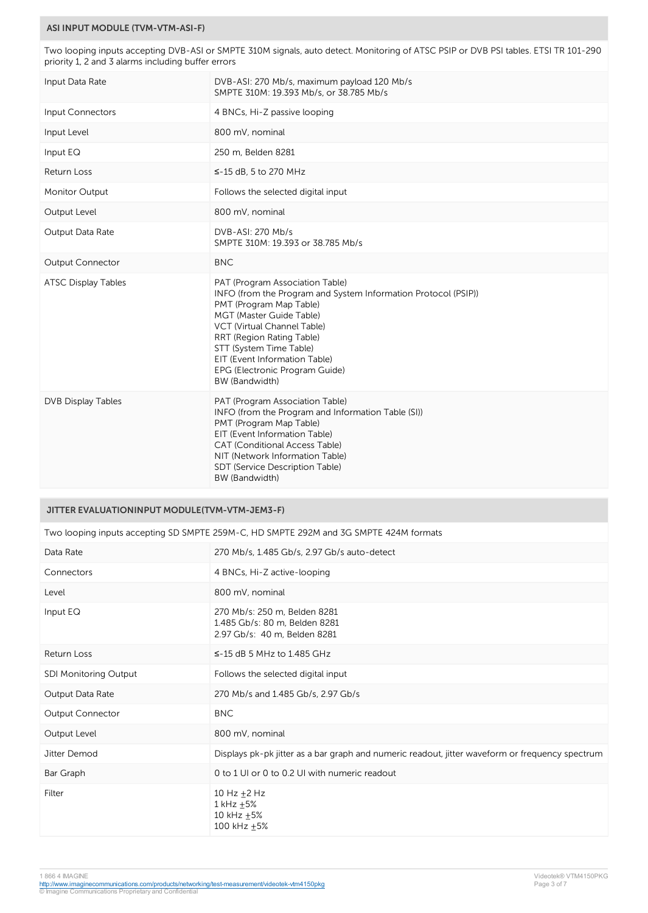## ASI INPUT MODULE (TVM-VTM-ASI-F)

Two looping inputs accepting DVB-ASI or SMPTE 310M signals, auto detect. Monitoring of ATSC PSIP or DVB PSI tables. ETSI TR 101-290 priority 1, 2 and 3 alarms including buffer errors

| | |
|---|---|
| Input Data Rate | DVB-ASI: 270 Mb/s, maximum payload 120 Mb/s<br>SMPTE 310M: 19.393 Mb/s, or 38.785 Mb/s |
| Input Connectors | 4 BNCs, Hi-Z passive looping |
| Input Level | 800 mV, nominal |
| Input EQ | 250 m, Belden 8281 |
| Return Loss | ≤-15 dB, 5 to 270 MHz |
| Monitor Output | Follows the selected digital input |
| Output Level | 800 mV, nominal |
| Output Data Rate | DVB-ASI: 270 Mb/s<br>SMPTE 310M: 19.393 or 38.785 Mb/s |
| Output Connector | BNC |
| ATSC Display Tables | PAT (Program Association Table)<br>INFO (from the Program and System Information Protocol (PSIP))<br>PMT (Program Map Table)<br>MGT (Master Guide Table)<br>VCT (Virtual Channel Table)<br>RRT (Region Rating Table)<br>STT (System Time Table)<br>EIT (Event Information Table)<br>EPG (Electronic Program Guide)<br>BW (Bandwidth) |
| DVB Display Tables | PAT (Program Association Table)<br>INFO (from the Program and Information Table (SI))<br>PMT (Program Map Table)<br>EIT (Event Information Table)<br>CAT (Conditional Access Table)<br>NIT (Network Information Table)<br>SDT (Service Description Table)<br>BW (Bandwidth) |

## JITTER EVALUATIONINPUT MODULE(TVM-VTM-JEM3-F)

Two looping inputs accepting SD SMPTE 259M-C, HD SMPTE 292M and 3G SMPTE 424M formats

| | |
|---|---|
| Data Rate | 270 Mb/s, 1.485 Gb/s, 2.97 Gb/s auto-detect |
| Connectors | 4 BNCs, Hi-Z active-looping |
| Level | 800 mV, nominal |
| Input EQ | 270 Mb/s: 250 m, Belden 8281<br>1.485 Gb/s: 80 m, Belden 8281<br>2.97 Gb/s: 40 m, Belden 8281 |
| Return Loss | ≤-15 dB 5 MHz to 1.485 GHz |
| SDI Monitoring Output | Follows the selected digital input |
| Output Data Rate | 270 Mb/s and 1.485 Gb/s, 2.97 Gb/s |
| Output Connector | BNC |
| Output Level | 800 mV, nominal |
| Jitter Demod | Displays pk-pk jitter as a bar graph and numeric readout, jitter waveform or frequency spectrum |
| Bar Graph | 0 to 1 UI or 0 to 0.2 UI with numeric readout |
| Filter | 10 Hz ±2 Hz<br>1 kHz ±5%<br>10 kHz ±5%<br>100 kHz ±5% |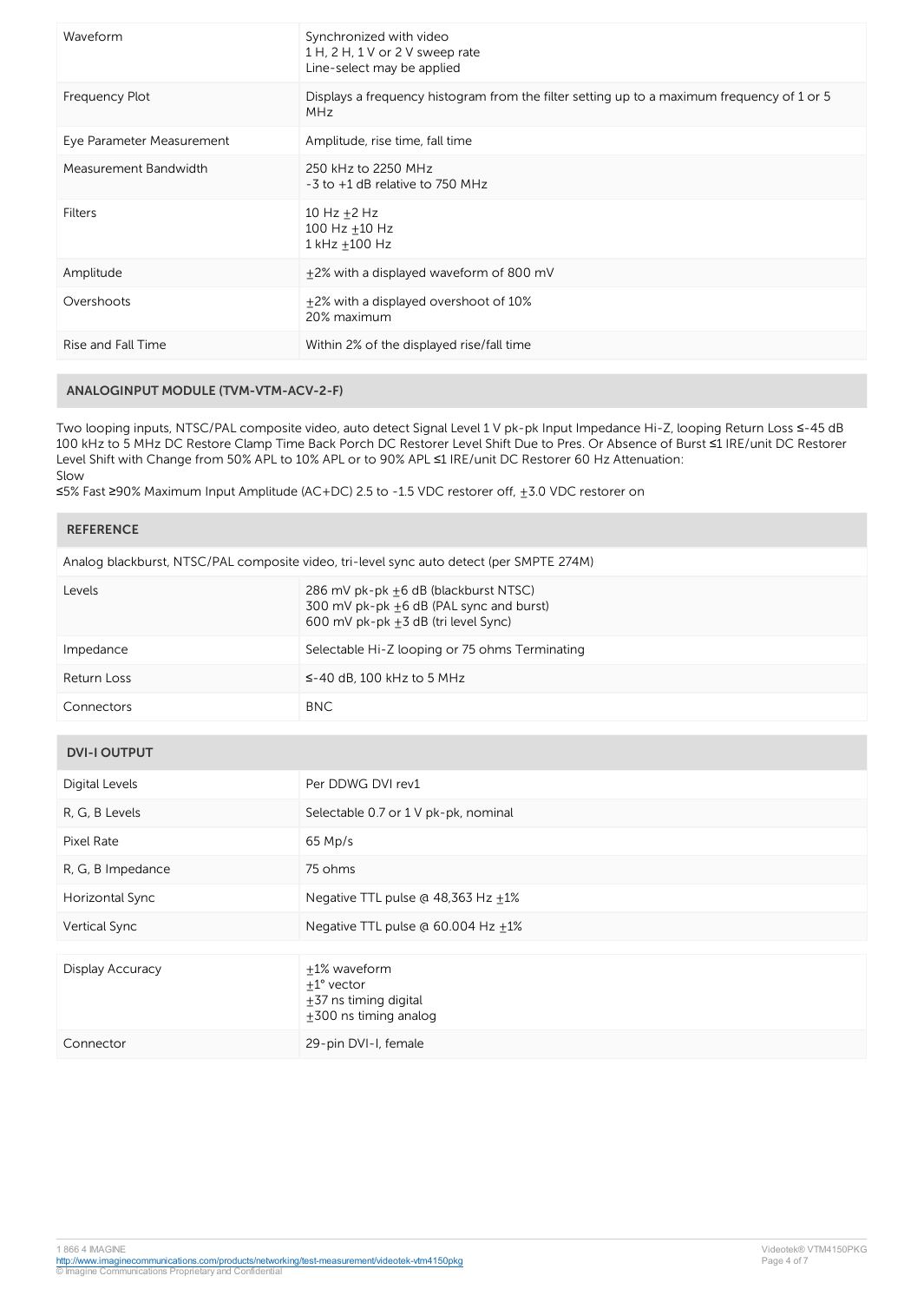| | |
|---|---|
| Waveform | Synchronized with video<br>1 H, 2 H, 1 V or 2 V sweep rate<br>Line-select may be applied |
| Frequency Plot | Displays a frequency histogram from the filter setting up to a maximum frequency of 1 or 5 MHz |
| Eye Parameter Measurement | Amplitude, rise time, fall time |
| Measurement Bandwidth | 250 kHz to 2250 MHz<br>-3 to +1 dB relative to 750 MHz |
| Filters | 10 Hz ±2 Hz<br>100 Hz ±10 Hz<br>1 kHz ±100 Hz |
| Amplitude | ±2% with a displayed waveform of 800 mV |
| Overshoots | ±2% with a displayed overshoot of 10%<br>20% maximum |
| Rise and Fall Time | Within 2% of the displayed rise/fall time |

## ANALOGINPUT MODULE (TVM-VTM-ACV-2-F)

Two looping inputs, NTSC/PAL composite video, auto detect Signal Level 1 V pk-pk Input Impedance Hi-Z, looping Return Loss ≤-45 dB 100 kHz to 5 MHz DC Restore Clamp Time Back Porch DC Restorer Level Shift Due to Pres. Or Absence of Burst ≤1 IRE/unit DC Restorer Level Shift with Change from 50% APL to 10% APL or to 90% APL ≤1 IRE/unit DC Restorer 60 Hz Attenuation:
Slow
≤5% Fast ≥90% Maximum Input Amplitude (AC+DC) 2.5 to -1.5 VDC restorer off, ±3.0 VDC restorer on

## REFERENCE

Analog blackburst, NTSC/PAL composite video, tri-level sync auto detect (per SMPTE 274M)

| | |
|---|---|
| Levels | 286 mV pk-pk ±6 dB (blackburst NTSC)<br>300 mV pk-pk ±6 dB (PAL sync and burst)<br>600 mV pk-pk ±3 dB (tri level Sync) |
| Impedance | Selectable Hi-Z looping or 75 ohms Terminating |
| Return Loss | ≤-40 dB, 100 kHz to 5 MHz |
| Connectors | BNC |

## DVI-I OUTPUT

| | |
|---|---|
| Digital Levels | Per DDWG DVI rev1 |
| R, G, B Levels | Selectable 0.7 or 1 V pk-pk, nominal |
| Pixel Rate | 65 Mp/s |
| R, G, B Impedance | 75 ohms |
| Horizontal Sync | Negative TTL pulse @ 48,363 Hz ±1% |
| Vertical Sync | Negative TTL pulse @ 60.004 Hz ±1% |
| Display Accuracy | ±1% waveform<br>±1° vector<br>±37 ns timing digital<br>±300 ns timing analog |
| Connector | 29-pin DVI-I, female |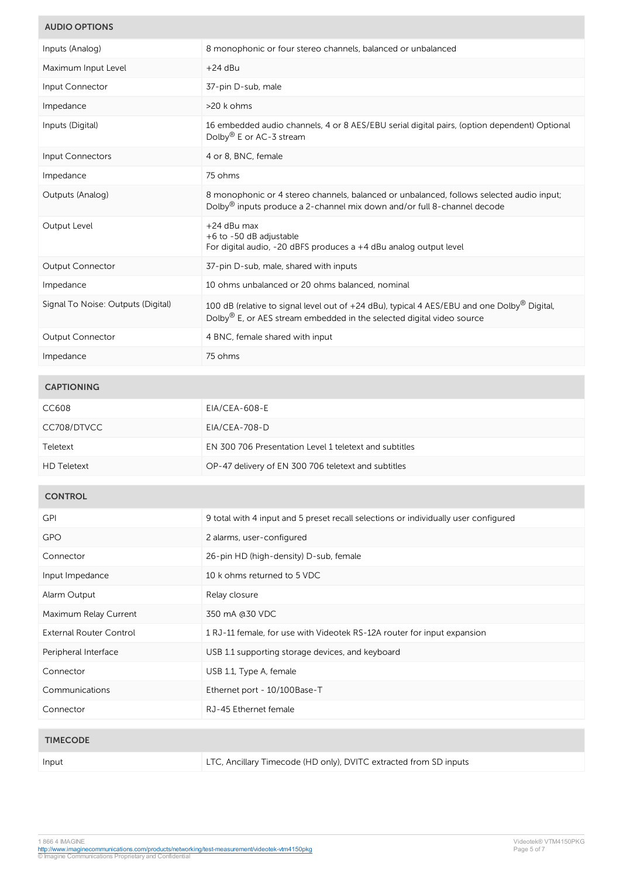| AUDIO OPTIONS | |
|---|---|
| Inputs (Analog) | 8 monophonic or four stereo channels, balanced or unbalanced |
| Maximum Input Level | +24 dBu |
| Input Connector | 37-pin D-sub, male |
| Impedance | >20 k ohms |
| Inputs (Digital) | 16 embedded audio channels, 4 or 8 AES/EBU serial digital pairs, (option dependent) Optional Dolby® E or AC-3 stream |
| Input Connectors | 4 or 8, BNC, female |
| Impedance | 75 ohms |
| Outputs (Analog) | 8 monophonic or 4 stereo channels, balanced or unbalanced, follows selected audio input; Dolby® inputs produce a 2-channel mix down and/or full 8-channel decode |
| Output Level | +24 dBu max<br>+6 to -50 dB adjustable<br>For digital audio, -20 dBFS produces a +4 dBu analog output level |
| Output Connector | 37-pin D-sub, male, shared with inputs |
| Impedance | 10 ohms unbalanced or 20 ohms balanced, nominal |
| Signal To Noise: Outputs (Digital) | 100 dB (relative to signal level out of +24 dBu), typical 4 AES/EBU and one Dolby® Digital, Dolby® E, or AES stream embedded in the selected digital video source |
| Output Connector | 4 BNC, female shared with input |
| Impedance | 75 ohms |

| CAPTIONING | |
|---|---|
| CC608 | EIA/CEA-608-E |
| CC708/DTVCC | EIA/CEA-708-D |
| Teletext | EN 300 706 Presentation Level 1 teletext and subtitles |
| HD Teletext | OP-47 delivery of EN 300 706 teletext and subtitles |

| CONTROL | |
|---|---|
| GPI | 9 total with 4 input and 5 preset recall selections or individually user configured |
| GPO | 2 alarms, user-configured |
| Connector | 26-pin HD (high-density) D-sub, female |
| Input Impedance | 10 k ohms returned to 5 VDC |
| Alarm Output | Relay closure |
| Maximum Relay Current | 350 mA @30 VDC |
| External Router Control | 1 RJ-11 female, for use with Videotek RS-12A router for input expansion |
| Peripheral Interface | USB 1.1 supporting storage devices, and keyboard |
| Connector | USB 1.1, Type A, female |
| Communications | Ethernet port - 10/100Base-T |
| Connector | RJ-45 Ethernet female |

| TIMECODE | |
|---|---|
| Input | LTC, Ancillary Timecode (HD only), DVITC extracted from SD inputs |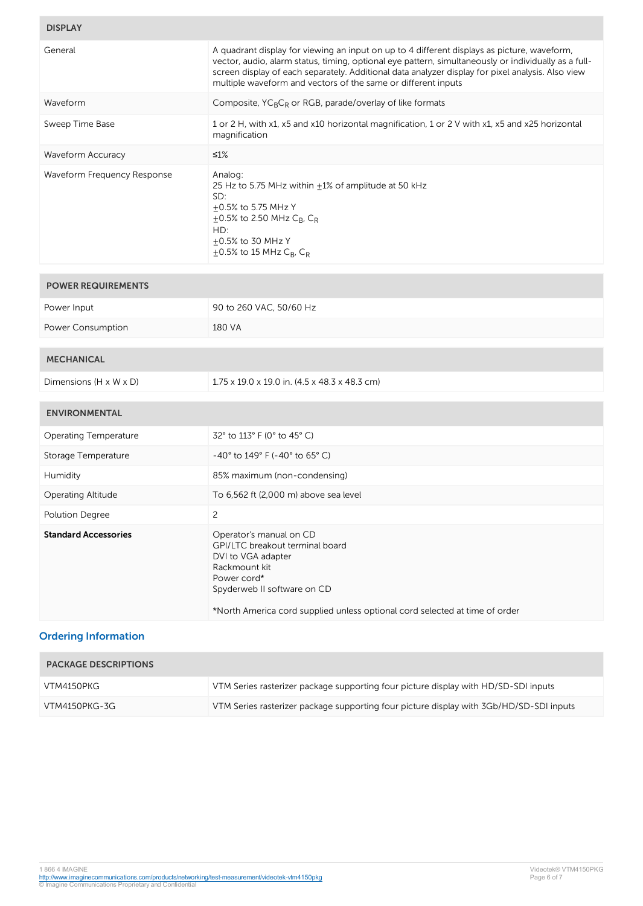| DISPLAY | |
|---|---|
| General | A quadrant display for viewing an input on up to 4 different displays as picture, waveform, vector, audio, alarm status, timing, optional eye pattern, simultaneously or individually as a full-screen display of each separately. Additional data analyzer display for pixel analysis. Also view multiple waveform and vectors of the same or different inputs |
| Waveform | Composite, $YC_BC_R$ or RGB, parade/overlay of like formats |
| Sweep Time Base | 1 or 2 H, with x1, x5 and x10 horizontal magnification, 1 or 2 V with x1, x5 and x25 horizontal magnification |
| Waveform Accuracy | ≤1% |
| Waveform Frequency Response | Analog:<br>25 Hz to 5.75 MHz within ±1% of amplitude at 50 kHz<br>SD:<br>±0.5% to 5.75 MHz Y<br>±0.5% to 2.50 MHz $C_B$, $C_R$<br>HD:<br>±0.5% to 30 MHz Y<br>±0.5% to 15 MHz $C_B$, $C_R$ |

| POWER REQUIREMENTS | |
|---|---|
| Power Input | 90 to 260 VAC, 50/60 Hz |
| Power Consumption | 180 VA |

| MECHANICAL | |
|---|---|
| Dimensions (H x W x D) | 1.75 x 19.0 x 19.0 in. (4.5 x 48.3 x 48.3 cm) |

| ENVIRONMENTAL | |
|---|---|
| Operating Temperature | 32° to 113° F (0° to 45° C) |
| Storage Temperature | -40° to 149° F (-40° to 65° C) |
| Humidity | 85% maximum (non-condensing) |
| Operating Altitude | To 6,562 ft (2,000 m) above sea level |
| Polution Degree | 2 |
| **Standard Accessories** | Operator's manual on CD<br>GPI/LTC breakout terminal board<br>DVI to VGA adapter<br>Rackmount kit<br>Power cord*<br>Spyderweb II software on CD<br><br>*North America cord supplied unless optional cord selected at time of order |

## Ordering Information

| PACKAGE DESCRIPTIONS | |
|---|---|
| VTM4150PKG | VTM Series rasterizer package supporting four picture display with HD/SD-SDI inputs |
| VTM4150PKG-3G | VTM Series rasterizer package supporting four picture display with 3Gb/HD/SD-SDI inputs |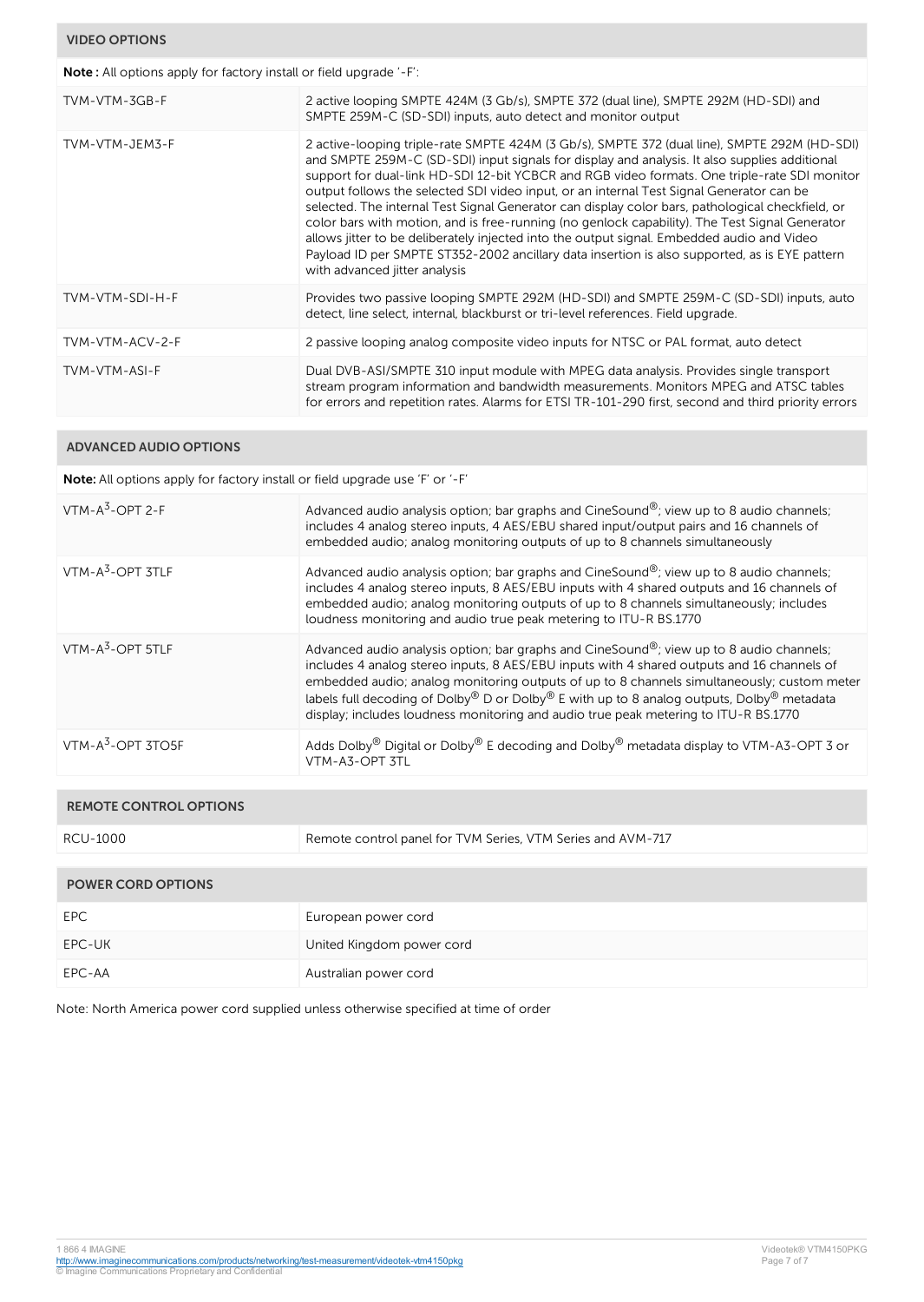## VIDEO OPTIONS

**Note :** All options apply for factory install or field upgrade '-F':

| | |
|---|---|
| TVM-VTM-3GB-F | 2 active looping SMPTE 424M (3 Gb/s), SMPTE 372 (dual line), SMPTE 292M (HD-SDI) and SMPTE 259M-C (SD-SDI) inputs, auto detect and monitor output |
| TVM-VTM-JEM3-F | 2 active-looping triple-rate SMPTE 424M (3 Gb/s), SMPTE 372 (dual line), SMPTE 292M (HD-SDI) and SMPTE 259M-C (SD-SDI) input signals for display and analysis. It also supplies additional support for dual-link HD-SDI 12-bit YCBCR and RGB video formats. One triple-rate SDI monitor output follows the selected SDI video input, or an internal Test Signal Generator can be selected. The internal Test Signal Generator can display color bars, pathological checkfield, or color bars with motion, and is free-running (no genlock capability). The Test Signal Generator allows jitter to be deliberately injected into the output signal. Embedded audio and Video Payload ID per SMPTE ST352-2002 ancillary data insertion is also supported, as is EYE pattern with advanced jitter analysis |
| TVM-VTM-SDI-H-F | Provides two passive looping SMPTE 292M (HD-SDI) and SMPTE 259M-C (SD-SDI) inputs, auto detect, line select, internal, blackburst or tri-level references. Field upgrade. |
| TVM-VTM-ACV-2-F | 2 passive looping analog composite video inputs for NTSC or PAL format, auto detect |
| TVM-VTM-ASI-F | Dual DVB-ASI/SMPTE 310 input module with MPEG data analysis. Provides single transport stream program information and bandwidth measurements. Monitors MPEG and ATSC tables for errors and repetition rates. Alarms for ETSI TR-101-290 first, second and third priority errors |

## ADVANCED AUDIO OPTIONS

**Note:** All options apply for factory install or field upgrade use 'F' or '-F'

| | |
|---|---|
| VTM-A$^3$-OPT 2-F | Advanced audio analysis option; bar graphs and CineSound®; view up to 8 audio channels; includes 4 analog stereo inputs, 4 AES/EBU shared input/output pairs and 16 channels of embedded audio; analog monitoring outputs of up to 8 channels simultaneously |
| VTM-A$^3$-OPT 3TLF | Advanced audio analysis option; bar graphs and CineSound®; view up to 8 audio channels; includes 4 analog stereo inputs, 8 AES/EBU inputs with 4 shared outputs and 16 channels of embedded audio; analog monitoring outputs of up to 8 channels simultaneously; includes loudness monitoring and audio true peak metering to ITU-R BS.1770 |
| VTM-A$^3$-OPT 5TLF | Advanced audio analysis option; bar graphs and CineSound®; view up to 8 audio channels; includes 4 analog stereo inputs, 8 AES/EBU inputs with 4 shared outputs and 16 channels of embedded audio; analog monitoring outputs of up to 8 channels simultaneously; custom meter labels full decoding of Dolby® D or Dolby® E with up to 8 analog outputs, Dolby® metadata display; includes loudness monitoring and audio true peak metering to ITU-R BS.1770 |
| VTM-A$^3$-OPT 3TO5F | Adds Dolby® Digital or Dolby® E decoding and Dolby® metadata display to VTM-A3-OPT 3 or VTM-A3-OPT 3TL |

## REMOTE CONTROL OPTIONS

| | |
|---|---|
| RCU-1000 | Remote control panel for TVM Series, VTM Series and AVM-717 |

## POWER CORD OPTIONS

| | |
|---|---|
| EPC | European power cord |
| EPC-UK | United Kingdom power cord |
| EPC-AA | Australian power cord |

Note: North America power cord supplied unless otherwise specified at time of order